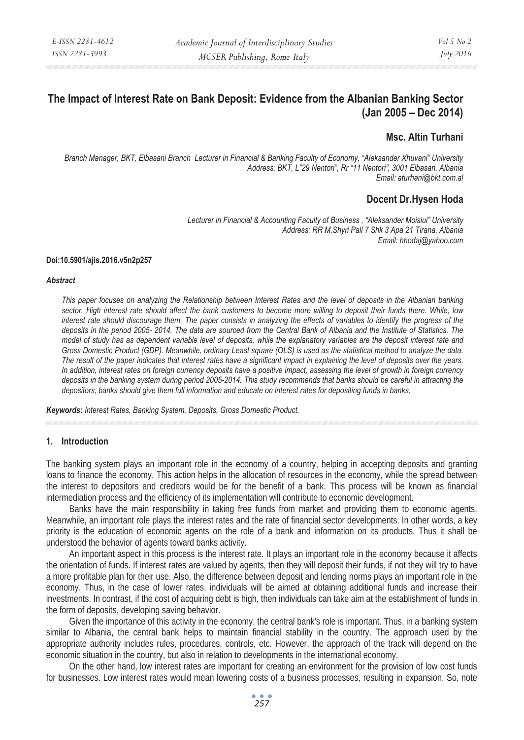# The Impact of Interest Rate on Bank Deposit: Evidence from the Albanian Banking Sector (Jan 2005 – Dec 2014)

## Msc. Altin Turhani

*Branch Manager, BKT, Elbasani Branch Lecturer in Financial & Banking Faculty of Economy, "Aleksander Xhuvani" University*
*Address: BKT, L"29 Nentori", Rr "11 Nentori", 3001 Elbasan, Albania*
*Email: aturhani@bkt.com.al*

## Docent Dr.Hysen Hoda

*Lecturer in Financial & Accounting Faculty of Business , "Aleksander Moisiui" University*
*Address: RR M,Shyri Pall 7 Shk 3 Apa 21 Tirana, Albania*
*Email: hhodaj@yahoo.com*

**Doi:10.5901/ajis.2016.v5n2p257**

***Abstract***

*This paper focuses on analyzing the Relationship between Interest Rates and the level of deposits in the Albanian banking sector. High interest rate should affect the bank customers to become more willing to deposit their funds there. While, low interest rate should discourage them. The paper consists in analyzing the effects of variables to identify the progress of the deposits in the period 2005- 2014. The data are sourced from the Central Bank of Albania and the Institute of Statistics. The model of study has as dependent variable level of deposits, while the explanatory variables are the deposit interest rate and Gross Domestic Product (GDP). Meanwhile, ordinary Least square (OLS) is used as the statistical method to analyze the data. The result of the paper indicates that interest rates have a significant impact in explaining the level of deposits over the years. In addition, interest rates on foreign currency deposits have a positive impact, assessing the level of growth in foreign currency deposits in the banking system during period 2005-2014. This study recommends that banks should be careful in attracting the depositors; banks should give them full information and educate on interest rates for depositing funds in banks.*

***Keywords:*** *Interest Rates, Banking System, Deposits, Gross Domestic Product.*

## 1. Introduction

The banking system plays an important role in the economy of a country, helping in accepting deposits and granting loans to finance the economy. This action helps in the allocation of resources in the economy, while the spread between the interest to depositors and creditors would be for the benefit of a bank. This process will be known as financial intermediation process and the efficiency of its implementation will contribute to economic development.

Banks have the main responsibility in taking free funds from market and providing them to economic agents. Meanwhile, an important role plays the interest rates and the rate of financial sector developments. In other words, a key priority is the education of economic agents on the role of a bank and information on its products. Thus it shall be understood the behavior of agents toward banks activity.

An important aspect in this process is the interest rate. It plays an important role in the economy because it affects the orientation of funds. If interest rates are valued by agents, then they will deposit their funds, if not they will try to have a more profitable plan for their use. Also, the difference between deposit and lending norms plays an important role in the economy. Thus, in the case of lower rates, individuals will be aimed at obtaining additional funds and increase their investments. In contrast, if the cost of acquiring debt is high, then individuals can take aim at the establishment of funds in the form of deposits, developing saving behavior.

Given the importance of this activity in the economy, the central bank's role is important. Thus, in a banking system similar to Albania, the central bank helps to maintain financial stability in the country. The approach used by the appropriate authority includes rules, procedures, controls, etc. However, the approach of the track will depend on the economic situation in the country, but also in relation to developments in the international economy.

On the other hand, low interest rates are important for creating an environment for the provision of low cost funds for businesses. Low interest rates would mean lowering costs of a business processes, resulting in expansion. So, note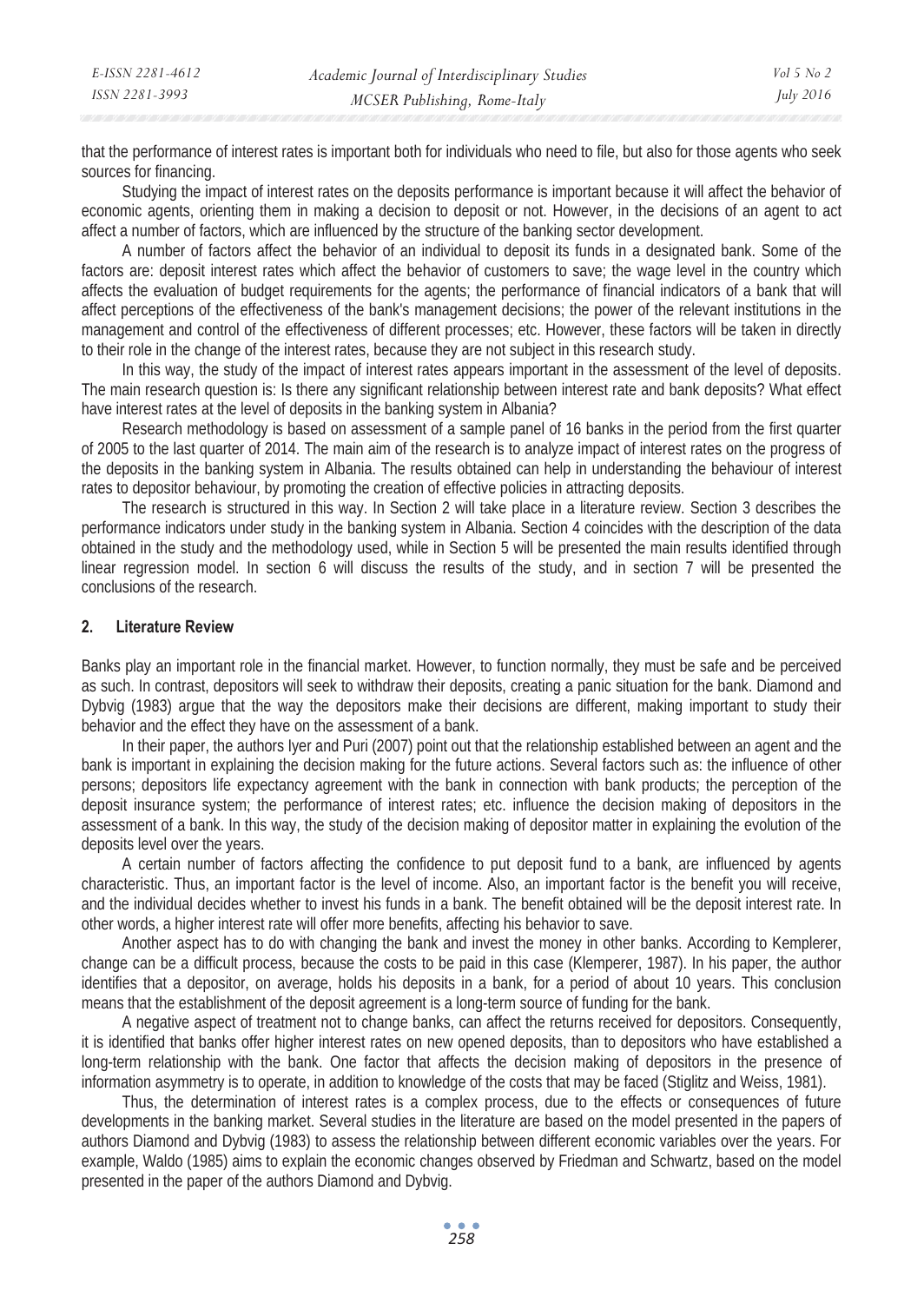that the performance of interest rates is important both for individuals who need to file, but also for those agents who seek sources for financing.

Studying the impact of interest rates on the deposits performance is important because it will affect the behavior of economic agents, orienting them in making a decision to deposit or not. However, in the decisions of an agent to act affect a number of factors, which are influenced by the structure of the banking sector development.

A number of factors affect the behavior of an individual to deposit its funds in a designated bank. Some of the factors are: deposit interest rates which affect the behavior of customers to save; the wage level in the country which affects the evaluation of budget requirements for the agents; the performance of financial indicators of a bank that will affect perceptions of the effectiveness of the bank's management decisions; the power of the relevant institutions in the management and control of the effectiveness of different processes; etc. However, these factors will be taken in directly to their role in the change of the interest rates, because they are not subject in this research study.

In this way, the study of the impact of interest rates appears important in the assessment of the level of deposits. The main research question is: Is there any significant relationship between interest rate and bank deposits? What effect have interest rates at the level of deposits in the banking system in Albania?

Research methodology is based on assessment of a sample panel of 16 banks in the period from the first quarter of 2005 to the last quarter of 2014. The main aim of the research is to analyze impact of interest rates on the progress of the deposits in the banking system in Albania. The results obtained can help in understanding the behaviour of interest rates to depositor behaviour, by promoting the creation of effective policies in attracting deposits.

The research is structured in this way. In Section 2 will take place in a literature review. Section 3 describes the performance indicators under study in the banking system in Albania. Section 4 coincides with the description of the data obtained in the study and the methodology used, while in Section 5 will be presented the main results identified through linear regression model. In section 6 will discuss the results of the study, and in section 7 will be presented the conclusions of the research.

## 2. Literature Review

Banks play an important role in the financial market. However, to function normally, they must be safe and be perceived as such. In contrast, depositors will seek to withdraw their deposits, creating a panic situation for the bank. Diamond and Dybvig (1983) argue that the way the depositors make their decisions are different, making important to study their behavior and the effect they have on the assessment of a bank.

In their paper, the authors Iyer and Puri (2007) point out that the relationship established between an agent and the bank is important in explaining the decision making for the future actions. Several factors such as: the influence of other persons; depositors life expectancy agreement with the bank in connection with bank products; the perception of the deposit insurance system; the performance of interest rates; etc. influence the decision making of depositors in the assessment of a bank. In this way, the study of the decision making of depositor matter in explaining the evolution of the deposits level over the years.

A certain number of factors affecting the confidence to put deposit fund to a bank, are influenced by agents characteristic. Thus, an important factor is the level of income. Also, an important factor is the benefit you will receive, and the individual decides whether to invest his funds in a bank. The benefit obtained will be the deposit interest rate. In other words, a higher interest rate will offer more benefits, affecting his behavior to save.

Another aspect has to do with changing the bank and invest the money in other banks. According to Kemplerer, change can be a difficult process, because the costs to be paid in this case (Klemperer, 1987). In his paper, the author identifies that a depositor, on average, holds his deposits in a bank, for a period of about 10 years. This conclusion means that the establishment of the deposit agreement is a long-term source of funding for the bank.

A negative aspect of treatment not to change banks, can affect the returns received for depositors. Consequently, it is identified that banks offer higher interest rates on new opened deposits, than to depositors who have established a long-term relationship with the bank. One factor that affects the decision making of depositors in the presence of information asymmetry is to operate, in addition to knowledge of the costs that may be faced (Stiglitz and Weiss, 1981).

Thus, the determination of interest rates is a complex process, due to the effects or consequences of future developments in the banking market. Several studies in the literature are based on the model presented in the papers of authors Diamond and Dybvig (1983) to assess the relationship between different economic variables over the years. For example, Waldo (1985) aims to explain the economic changes observed by Friedman and Schwartz, based on the model presented in the paper of the authors Diamond and Dybvig.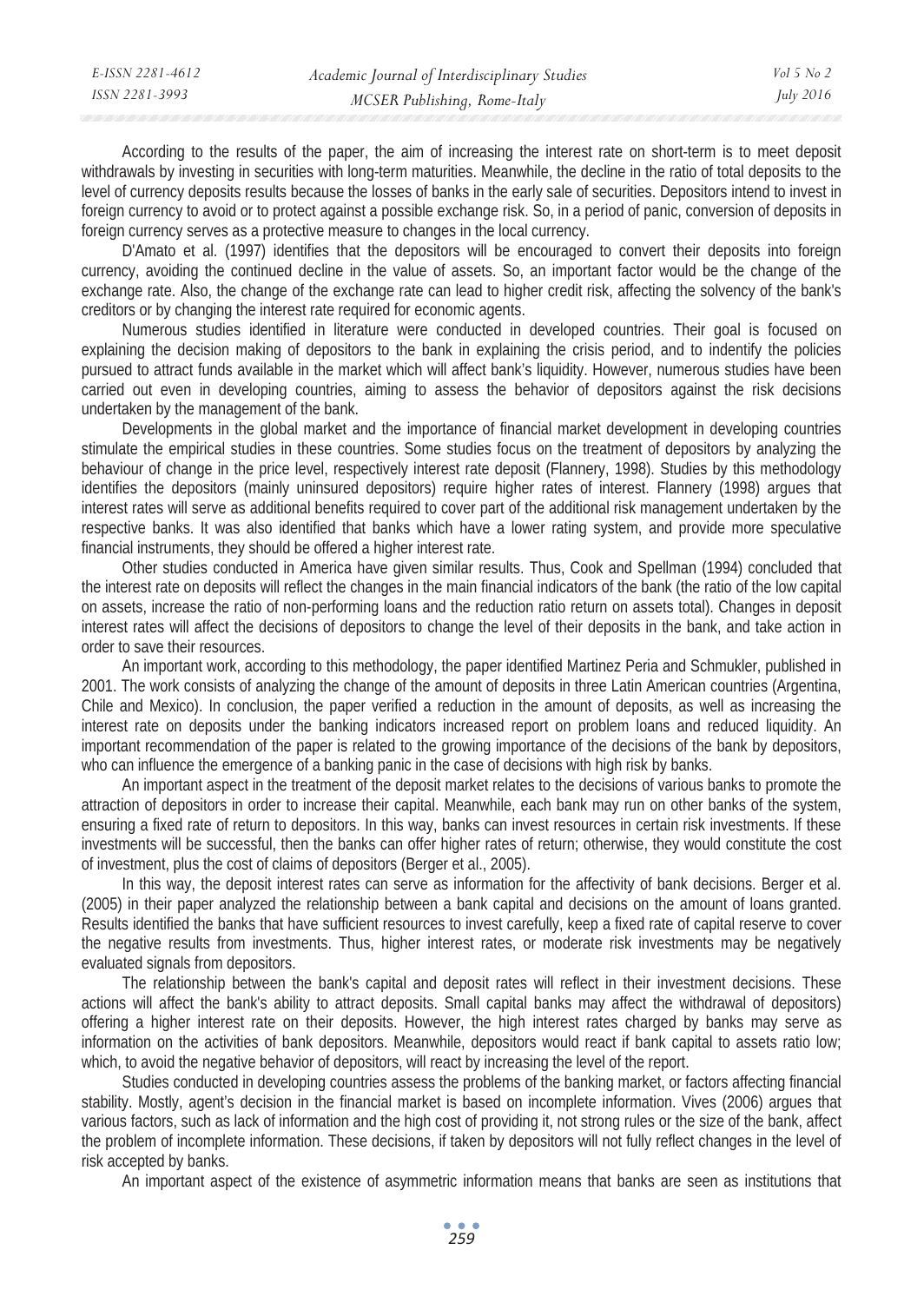According to the results of the paper, the aim of increasing the interest rate on short-term is to meet deposit withdrawals by investing in securities with long-term maturities. Meanwhile, the decline in the ratio of total deposits to the level of currency deposits results because the losses of banks in the early sale of securities. Depositors intend to invest in foreign currency to avoid or to protect against a possible exchange risk. So, in a period of panic, conversion of deposits in foreign currency serves as a protective measure to changes in the local currency.

D'Amato et al. (1997) identifies that the depositors will be encouraged to convert their deposits into foreign currency, avoiding the continued decline in the value of assets. So, an important factor would be the change of the exchange rate. Also, the change of the exchange rate can lead to higher credit risk, affecting the solvency of the bank's creditors or by changing the interest rate required for economic agents.

Numerous studies identified in literature were conducted in developed countries. Their goal is focused on explaining the decision making of depositors to the bank in explaining the crisis period, and to indentify the policies pursued to attract funds available in the market which will affect bank's liquidity. However, numerous studies have been carried out even in developing countries, aiming to assess the behavior of depositors against the risk decisions undertaken by the management of the bank.

Developments in the global market and the importance of financial market development in developing countries stimulate the empirical studies in these countries. Some studies focus on the treatment of depositors by analyzing the behaviour of change in the price level, respectively interest rate deposit (Flannery, 1998). Studies by this methodology identifies the depositors (mainly uninsured depositors) require higher rates of interest. Flannery (1998) argues that interest rates will serve as additional benefits required to cover part of the additional risk management undertaken by the respective banks. It was also identified that banks which have a lower rating system, and provide more speculative financial instruments, they should be offered a higher interest rate.

Other studies conducted in America have given similar results. Thus, Cook and Spellman (1994) concluded that the interest rate on deposits will reflect the changes in the main financial indicators of the bank (the ratio of the low capital on assets, increase the ratio of non-performing loans and the reduction ratio return on assets total). Changes in deposit interest rates will affect the decisions of depositors to change the level of their deposits in the bank, and take action in order to save their resources.

An important work, according to this methodology, the paper identified Martinez Peria and Schmukler, published in 2001. The work consists of analyzing the change of the amount of deposits in three Latin American countries (Argentina, Chile and Mexico). In conclusion, the paper verified a reduction in the amount of deposits, as well as increasing the interest rate on deposits under the banking indicators increased report on problem loans and reduced liquidity. An important recommendation of the paper is related to the growing importance of the decisions of the bank by depositors, who can influence the emergence of a banking panic in the case of decisions with high risk by banks.

An important aspect in the treatment of the deposit market relates to the decisions of various banks to promote the attraction of depositors in order to increase their capital. Meanwhile, each bank may run on other banks of the system, ensuring a fixed rate of return to depositors. In this way, banks can invest resources in certain risk investments. If these investments will be successful, then the banks can offer higher rates of return; otherwise, they would constitute the cost of investment, plus the cost of claims of depositors (Berger et al., 2005).

In this way, the deposit interest rates can serve as information for the affectivity of bank decisions. Berger et al. (2005) in their paper analyzed the relationship between a bank capital and decisions on the amount of loans granted. Results identified the banks that have sufficient resources to invest carefully, keep a fixed rate of capital reserve to cover the negative results from investments. Thus, higher interest rates, or moderate risk investments may be negatively evaluated signals from depositors.

The relationship between the bank's capital and deposit rates will reflect in their investment decisions. These actions will affect the bank's ability to attract deposits. Small capital banks may affect the withdrawal of depositors) offering a higher interest rate on their deposits. However, the high interest rates charged by banks may serve as information on the activities of bank depositors. Meanwhile, depositors would react if bank capital to assets ratio low; which, to avoid the negative behavior of depositors, will react by increasing the level of the report.

Studies conducted in developing countries assess the problems of the banking market, or factors affecting financial stability. Mostly, agent's decision in the financial market is based on incomplete information. Vives (2006) argues that various factors, such as lack of information and the high cost of providing it, not strong rules or the size of the bank, affect the problem of incomplete information. These decisions, if taken by depositors will not fully reflect changes in the level of risk accepted by banks.

An important aspect of the existence of asymmetric information means that banks are seen as institutions that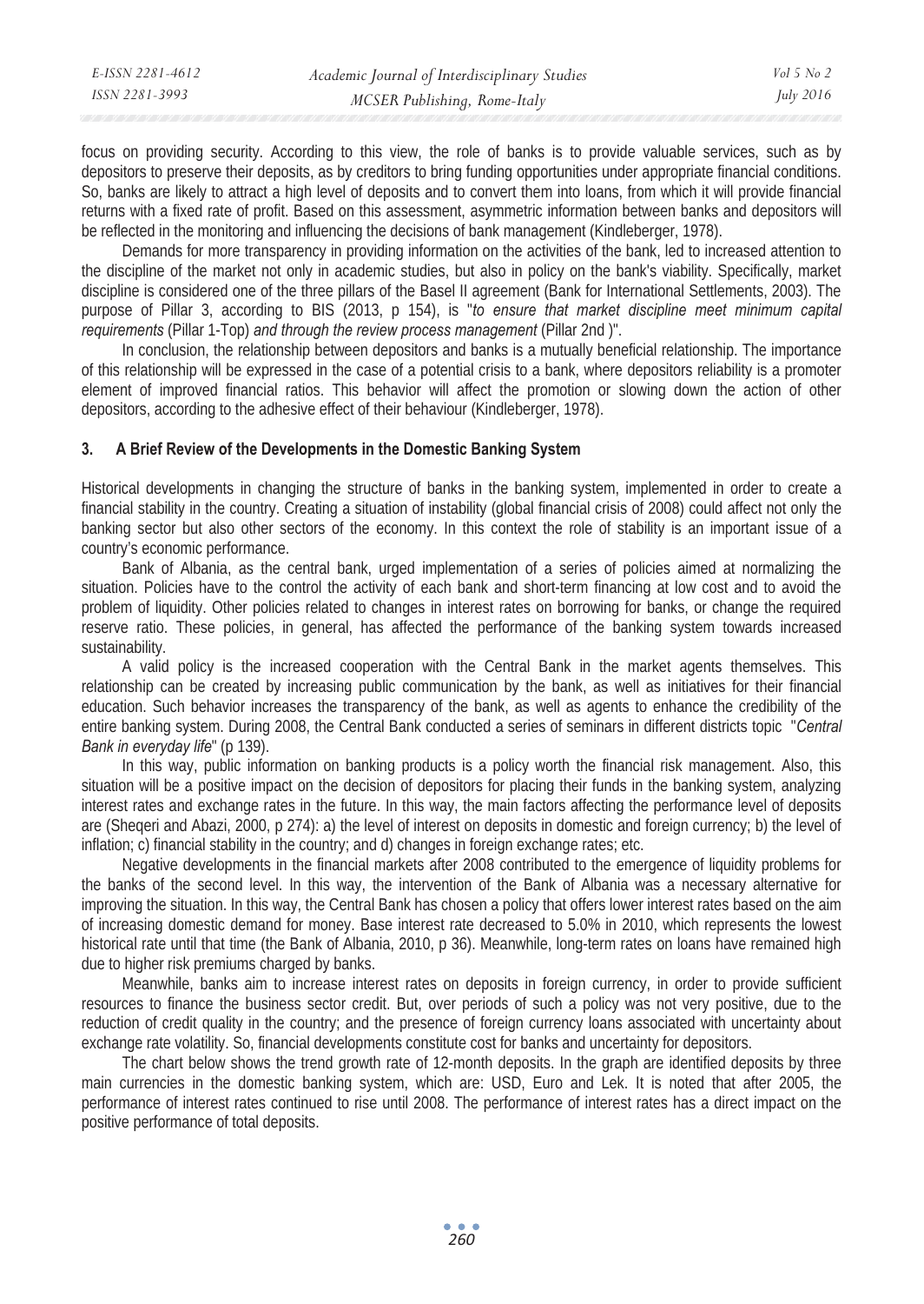focus on providing security. According to this view, the role of banks is to provide valuable services, such as by depositors to preserve their deposits, as by creditors to bring funding opportunities under appropriate financial conditions. So, banks are likely to attract a high level of deposits and to convert them into loans, from which it will provide financial returns with a fixed rate of profit. Based on this assessment, asymmetric information between banks and depositors will be reflected in the monitoring and influencing the decisions of bank management (Kindleberger, 1978).

Demands for more transparency in providing information on the activities of the bank, led to increased attention to the discipline of the market not only in academic studies, but also in policy on the bank's viability. Specifically, market discipline is considered one of the three pillars of the Basel II agreement (Bank for International Settlements, 2003). The purpose of Pillar 3, according to BIS (2013, p 154), is "*to ensure that market discipline meet minimum capital requirements* (Pillar 1-Top) *and through the review process management* (Pillar 2nd )".

In conclusion, the relationship between depositors and banks is a mutually beneficial relationship. The importance of this relationship will be expressed in the case of a potential crisis to a bank, where depositors reliability is a promoter element of improved financial ratios. This behavior will affect the promotion or slowing down the action of other depositors, according to the adhesive effect of their behaviour (Kindleberger, 1978).

### 3. A Brief Review of the Developments in the Domestic Banking System

Historical developments in changing the structure of banks in the banking system, implemented in order to create a financial stability in the country. Creating a situation of instability (global financial crisis of 2008) could affect not only the banking sector but also other sectors of the economy. In this context the role of stability is an important issue of a country's economic performance.

Bank of Albania, as the central bank, urged implementation of a series of policies aimed at normalizing the situation. Policies have to the control the activity of each bank and short-term financing at low cost and to avoid the problem of liquidity. Other policies related to changes in interest rates on borrowing for banks, or change the required reserve ratio. These policies, in general, has affected the performance of the banking system towards increased sustainability.

A valid policy is the increased cooperation with the Central Bank in the market agents themselves. This relationship can be created by increasing public communication by the bank, as well as initiatives for their financial education. Such behavior increases the transparency of the bank, as well as agents to enhance the credibility of the entire banking system. During 2008, the Central Bank conducted a series of seminars in different districts topic "*Central Bank in everyday life*" (p 139).

In this way, public information on banking products is a policy worth the financial risk management. Also, this situation will be a positive impact on the decision of depositors for placing their funds in the banking system, analyzing interest rates and exchange rates in the future. In this way, the main factors affecting the performance level of deposits are (Sheqeri and Abazi, 2000, p 274): a) the level of interest on deposits in domestic and foreign currency; b) the level of inflation; c) financial stability in the country; and d) changes in foreign exchange rates; etc.

Negative developments in the financial markets after 2008 contributed to the emergence of liquidity problems for the banks of the second level. In this way, the intervention of the Bank of Albania was a necessary alternative for improving the situation. In this way, the Central Bank has chosen a policy that offers lower interest rates based on the aim of increasing domestic demand for money. Base interest rate decreased to 5.0% in 2010, which represents the lowest historical rate until that time (the Bank of Albania, 2010, p 36). Meanwhile, long-term rates on loans have remained high due to higher risk premiums charged by banks.

Meanwhile, banks aim to increase interest rates on deposits in foreign currency, in order to provide sufficient resources to finance the business sector credit. But, over periods of such a policy was not very positive, due to the reduction of credit quality in the country; and the presence of foreign currency loans associated with uncertainty about exchange rate volatility. So, financial developments constitute cost for banks and uncertainty for depositors.

The chart below shows the trend growth rate of 12-month deposits. In the graph are identified deposits by three main currencies in the domestic banking system, which are: USD, Euro and Lek. It is noted that after 2005, the performance of interest rates continued to rise until 2008. The performance of interest rates has a direct impact on the positive performance of total deposits.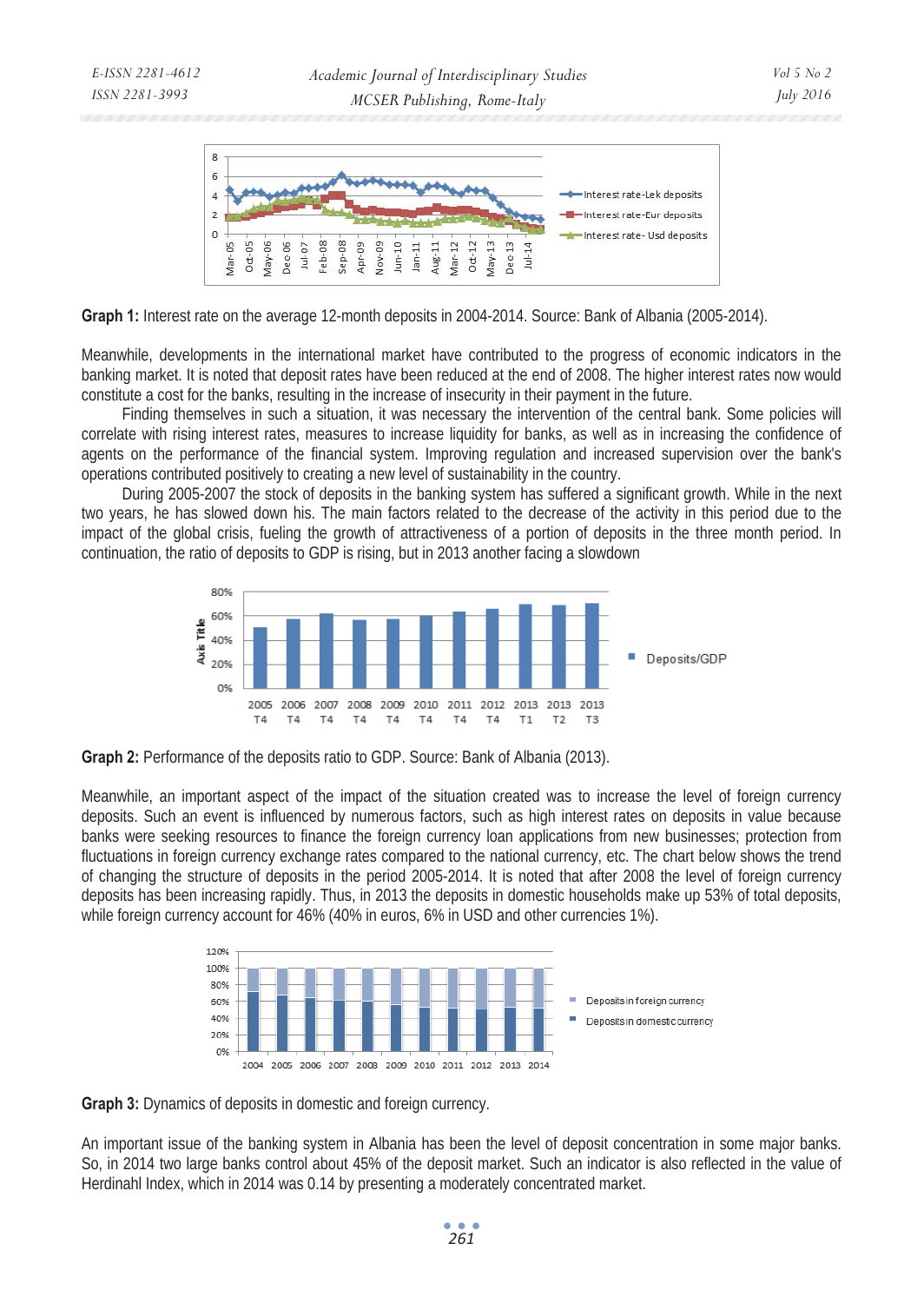**Graph 1:** Interest rate on the average 12-month deposits in 2004-2014. Source: Bank of Albania (2005-2014).

Meanwhile, developments in the international market have contributed to the progress of economic indicators in the banking market. It is noted that deposit rates have been reduced at the end of 2008. The higher interest rates now would constitute a cost for the banks, resulting in the increase of insecurity in their payment in the future.

Finding themselves in such a situation, it was necessary the intervention of the central bank. Some policies will correlate with rising interest rates, measures to increase liquidity for banks, as well as in increasing the confidence of agents on the performance of the financial system. Improving regulation and increased supervision over the bank's operations contributed positively to creating a new level of sustainability in the country.

During 2005-2007 the stock of deposits in the banking system has suffered a significant growth. While in the next two years, he has slowed down his. The main factors related to the decrease of the activity in this period due to the impact of the global crisis, fueling the growth of attractiveness of a portion of deposits in the three month period. In continuation, the ratio of deposits to GDP is rising, but in 2013 another facing a slowdown

**Graph 2:** Performance of the deposits ratio to GDP. Source: Bank of Albania (2013).

Meanwhile, an important aspect of the impact of the situation created was to increase the level of foreign currency deposits. Such an event is influenced by numerous factors, such as high interest rates on deposits in value because banks were seeking resources to finance the foreign currency loan applications from new businesses; protection from fluctuations in foreign currency exchange rates compared to the national currency, etc. The chart below shows the trend of changing the structure of deposits in the period 2005-2014. It is noted that after 2008 the level of foreign currency deposits has been increasing rapidly. Thus, in 2013 the deposits in domestic households make up 53% of total deposits, while foreign currency account for 46% (40% in euros, 6% in USD and other currencies 1%).

**Graph 3:** Dynamics of deposits in domestic and foreign currency.

An important issue of the banking system in Albania has been the level of deposit concentration in some major banks. So, in 2014 two large banks control about 45% of the deposit market. Such an indicator is also reflected in the value of Herdinahl Index, which in 2014 was 0.14 by presenting a moderately concentrated market.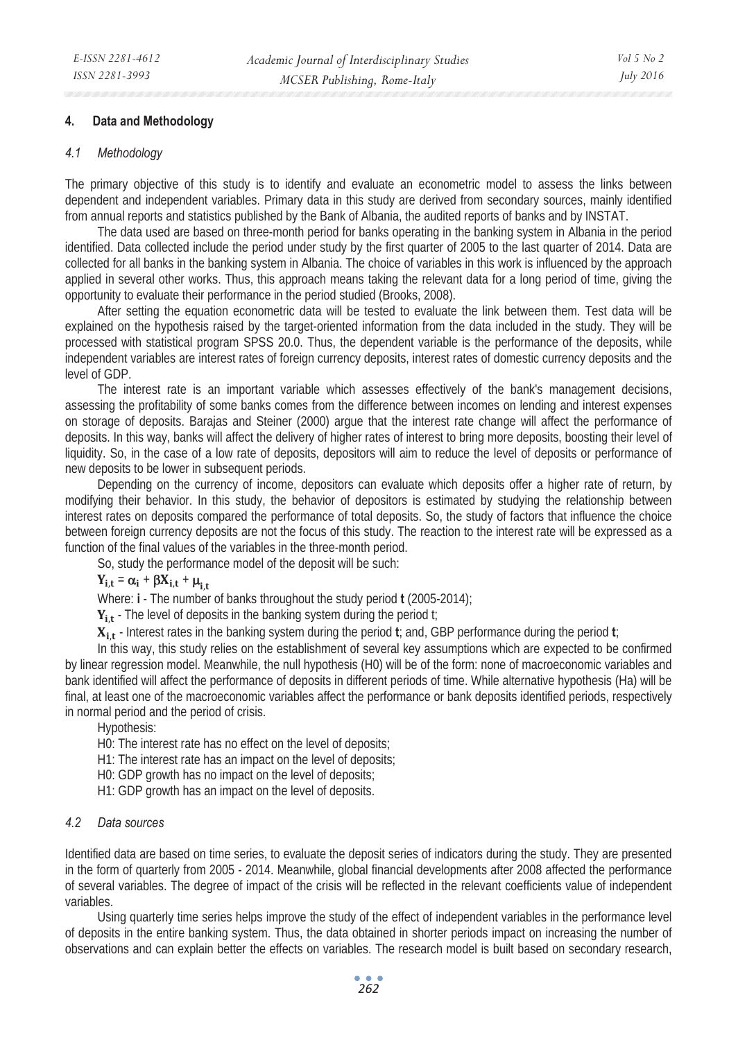## 4. Data and Methodology

### *4.1 Methodology*

The primary objective of this study is to identify and evaluate an econometric model to assess the links between dependent and independent variables. Primary data in this study are derived from secondary sources, mainly identified from annual reports and statistics published by the Bank of Albania, the audited reports of banks and by INSTAT.

The data used are based on three-month period for banks operating in the banking system in Albania in the period identified. Data collected include the period under study by the first quarter of 2005 to the last quarter of 2014. Data are collected for all banks in the banking system in Albania. The choice of variables in this work is influenced by the approach applied in several other works. Thus, this approach means taking the relevant data for a long period of time, giving the opportunity to evaluate their performance in the period studied (Brooks, 2008).

After setting the equation econometric data will be tested to evaluate the link between them. Test data will be explained on the hypothesis raised by the target-oriented information from the data included in the study. They will be processed with statistical program SPSS 20.0. Thus, the dependent variable is the performance of the deposits, while independent variables are interest rates of foreign currency deposits, interest rates of domestic currency deposits and the level of GDP.

The interest rate is an important variable which assesses effectively of the bank's management decisions, assessing the profitability of some banks comes from the difference between incomes on lending and interest expenses on storage of deposits. Barajas and Steiner (2000) argue that the interest rate change will affect the performance of deposits. In this way, banks will affect the delivery of higher rates of interest to bring more deposits, boosting their level of liquidity. So, in the case of a low rate of deposits, depositors will aim to reduce the level of deposits or performance of new deposits to be lower in subsequent periods.

Depending on the currency of income, depositors can evaluate which deposits offer a higher rate of return, by modifying their behavior. In this study, the behavior of depositors is estimated by studying the relationship between interest rates on deposits compared the performance of total deposits. So, the study of factors that influence the choice between foreign currency deposits are not the focus of this study. The reaction to the interest rate will be expressed as a function of the final values of the variables in the three-month period.

So, study the performance model of the deposit will be such:

$$Y_{i,t} = \alpha_i + \beta X_{i,t} + \mu_{i,t}$$

Where: **i** - The number of banks throughout the study period **t** (2005-2014);

$Y_{i,t}$ - The level of deposits in the banking system during the period t;

$X_{i,t}$ - Interest rates in the banking system during the period **t**; and, GBP performance during the period **t**;

In this way, this study relies on the establishment of several key assumptions which are expected to be confirmed by linear regression model. Meanwhile, the null hypothesis (H0) will be of the form: none of macroeconomic variables and bank identified will affect the performance of deposits in different periods of time. While alternative hypothesis (Ha) will be final, at least one of the macroeconomic variables affect the performance or bank deposits identified periods, respectively in normal period and the period of crisis.

Hypothesis:

H0: The interest rate has no effect on the level of deposits;

H1: The interest rate has an impact on the level of deposits;

H0: GDP growth has no impact on the level of deposits;

H1: GDP growth has an impact on the level of deposits.

### *4.2 Data sources*

Identified data are based on time series, to evaluate the deposit series of indicators during the study. They are presented in the form of quarterly from 2005 - 2014. Meanwhile, global financial developments after 2008 affected the performance of several variables. The degree of impact of the crisis will be reflected in the relevant coefficients value of independent variables.

Using quarterly time series helps improve the study of the effect of independent variables in the performance level of deposits in the entire banking system. Thus, the data obtained in shorter periods impact on increasing the number of observations and can explain better the effects on variables. The research model is built based on secondary research,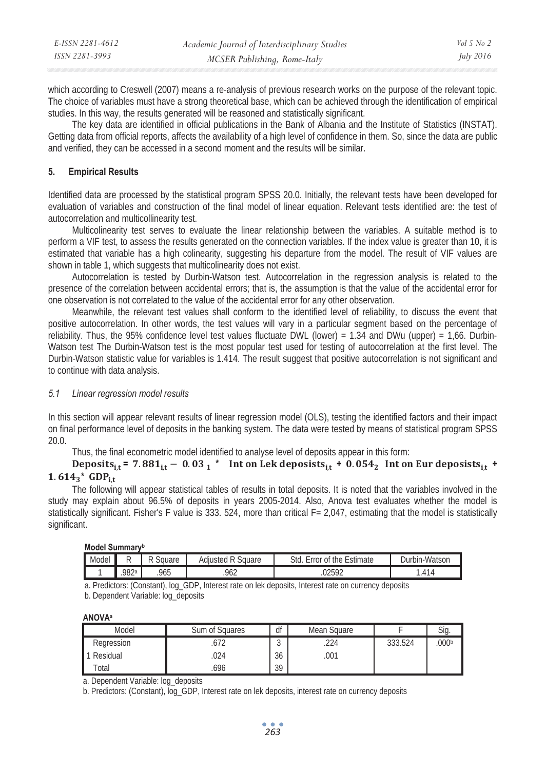which according to Creswell (2007) means a re-analysis of previous research works on the purpose of the relevant topic. The choice of variables must have a strong theoretical base, which can be achieved through the identification of empirical studies. In this way, the results generated will be reasoned and statistically significant.

The key data are identified in official publications in the Bank of Albania and the Institute of Statistics (INSTAT). Getting data from official reports, affects the availability of a high level of confidence in them. So, since the data are public and verified, they can be accessed in a second moment and the results will be similar.

## 5. Empirical Results

Identified data are processed by the statistical program SPSS 20.0. Initially, the relevant tests have been developed for evaluation of variables and construction of the final model of linear equation. Relevant tests identified are: the test of autocorrelation and multicollinearity test.

Multicolinearity test serves to evaluate the linear relationship between the variables. A suitable method is to perform a VIF test, to assess the results generated on the connection variables. If the index value is greater than 10, it is estimated that variable has a high colinearity, suggesting his departure from the model. The result of VIF values are shown in table 1, which suggests that multicolinearity does not exist.

Autocorrelation is tested by Durbin-Watson test. Autocorrelation in the regression analysis is related to the presence of the correlation between accidental errors; that is, the assumption is that the value of the accidental error for one observation is not correlated to the value of the accidental error for any other observation.

Meanwhile, the relevant test values shall conform to the identified level of reliability, to discuss the event that positive autocorrelation. In other words, the test values will vary in a particular segment based on the percentage of reliability. Thus, the 95% confidence level test values fluctuate DWL (lower) = 1.34 and DWu (upper) = 1,66. Durbin-Watson test The Durbin-Watson test is the most popular test used for testing of autocorrelation at the first level. The Durbin-Watson statistic value for variables is 1.414. The result suggest that positive autocorrelation is not significant and to continue with data analysis.

### *5.1 Linear regression model results*

In this section will appear relevant results of linear regression model (OLS), testing the identified factors and their impact on final performance level of deposits in the banking system. The data were tested by means of statistical program SPSS 20.0.

Thus, the final econometric model identified to analyse level of deposits appear in this form:

$$\mathbf{Deposits_{i,t} = 7.881_{i,t} - 0.03_{1} * \ Int\ on\ Lek\ deposists_{i,t} + 0.054_{2}\ \ Int\ on\ Eur\ deposists_{i,t} + 1.614_{3} * \ GDP_{i,t}}$$

The following will appear statistical tables of results in total deposits. It is noted that the variables involved in the study may explain about 96.5% of deposits in years 2005-2014. Also, Anova test evaluates whether the model is statistically significant. Fisher's F value is 333. 524, more than critical F= 2,047, estimating that the model is statistically significant.

**Model Summary[b]**

| Model | R | R Square | Adjusted R Square | Std. Error of the Estimate | Durbin-Watson |
|---|---|---|---|---|---|
| 1 | .982[a] | .965 | .962 | .02592 | 1.414 |

a. Predictors: (Constant), log_GDP, Interest rate on lek deposits, Interest rate on currency deposits

b. Dependent Variable: log_deposits

**ANOVA[a]**

| Model | Sum of Squares | df | Mean Square | F | Sig. |
|---|---|---|---|---|---|
| Regression | .672 | 3 | .224 | 333.524 | .000[b] |
| 1 Residual | .024 | 36 | .001 | | |
| Total | .696 | 39 | | | |

a. Dependent Variable: log_deposits

b. Predictors: (Constant), log_GDP, Interest rate on lek deposits, interest rate on currency deposits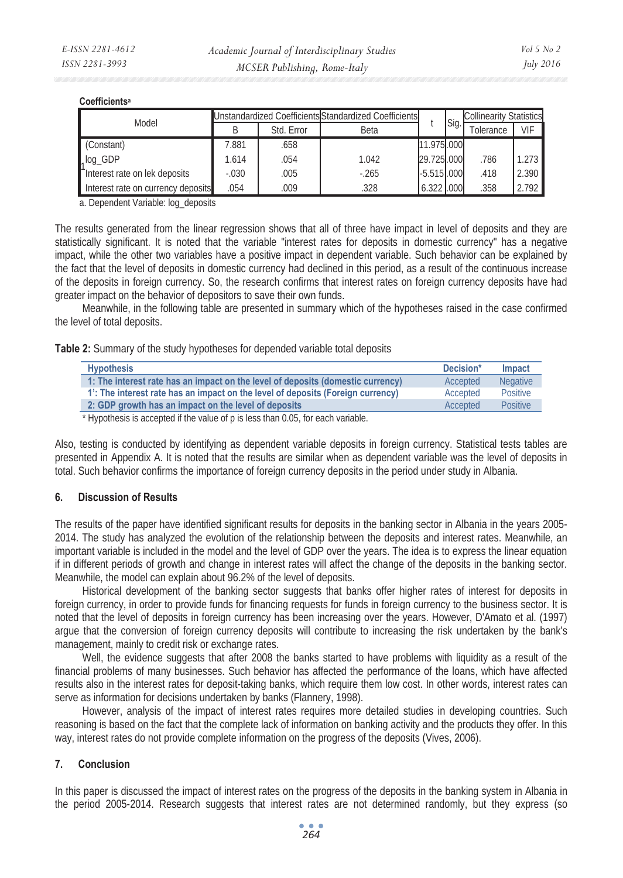**Coefficients**[a]

| Model | | Unstandardized Coefficients | | Standardized Coefficients | t | Sig. | Collinearity Statistics | |
|---|---|---|---|---|---|---|---|---|
| | | B | Std. Error | Beta | | | Tolerance | VIF |
| 1 | (Constant) | 7.881 | .658 | | 11.975 | .000 | | |
| | log_GDP | 1.614 | .054 | 1.042 | 29.725 | .000 | .786 | 1.273 |
| | Interest rate on lek deposits | -.030 | .005 | -.265 | -5.515 | .000 | .418 | 2.390 |
| | Interest rate on currency deposits | .054 | .009 | .328 | 6.322 | .000 | .358 | 2.792 |

a. Dependent Variable: log_deposits

The results generated from the linear regression shows that all of three have impact in level of deposits and they are statistically significant. It is noted that the variable "interest rates for deposits in domestic currency" has a negative impact, while the other two variables have a positive impact in dependent variable. Such behavior can be explained by the fact that the level of deposits in domestic currency had declined in this period, as a result of the continuous increase of the deposits in foreign currency. So, the research confirms that interest rates on foreign currency deposits have had greater impact on the behavior of depositors to save their own funds.

Meanwhile, in the following table are presented in summary which of the hypotheses raised in the case confirmed the level of total deposits.

**Table 2:** Summary of the study hypotheses for depended variable total deposits

| Hypothesis | Decision* | Impact |
|---|---|---|
| 1: The interest rate has an impact on the level of deposits (domestic currency) | Accepted | Negative |
| 1': The interest rate has an impact on the level of deposits (Foreign currency) | Accepted | Positive |
| 2: GDP growth has an impact on the level of deposits | Accepted | Positive |

\* Hypothesis is accepted if the value of p is less than 0.05, for each variable.

Also, testing is conducted by identifying as dependent variable deposits in foreign currency. Statistical tests tables are presented in Appendix A. It is noted that the results are similar when as dependent variable was the level of deposits in total. Such behavior confirms the importance of foreign currency deposits in the period under study in Albania.

## 6. Discussion of Results

The results of the paper have identified significant results for deposits in the banking sector in Albania in the years 2005-2014. The study has analyzed the evolution of the relationship between the deposits and interest rates. Meanwhile, an important variable is included in the model and the level of GDP over the years. The idea is to express the linear equation if in different periods of growth and change in interest rates will affect the change of the deposits in the banking sector. Meanwhile, the model can explain about 96.2% of the level of deposits.

Historical development of the banking sector suggests that banks offer higher rates of interest for deposits in foreign currency, in order to provide funds for financing requests for funds in foreign currency to the business sector. It is noted that the level of deposits in foreign currency has been increasing over the years. However, D'Amato et al. (1997) argue that the conversion of foreign currency deposits will contribute to increasing the risk undertaken by the bank's management, mainly to credit risk or exchange rates.

Well, the evidence suggests that after 2008 the banks started to have problems with liquidity as a result of the financial problems of many businesses. Such behavior has affected the performance of the loans, which have affected results also in the interest rates for deposit-taking banks, which require them low cost. In other words, interest rates can serve as information for decisions undertaken by banks (Flannery, 1998).

However, analysis of the impact of interest rates requires more detailed studies in developing countries. Such reasoning is based on the fact that the complete lack of information on banking activity and the products they offer. In this way, interest rates do not provide complete information on the progress of the deposits (Vives, 2006).

## 7. Conclusion

In this paper is discussed the impact of interest rates on the progress of the deposits in the banking system in Albania in the period 2005-2014. Research suggests that interest rates are not determined randomly, but they express (so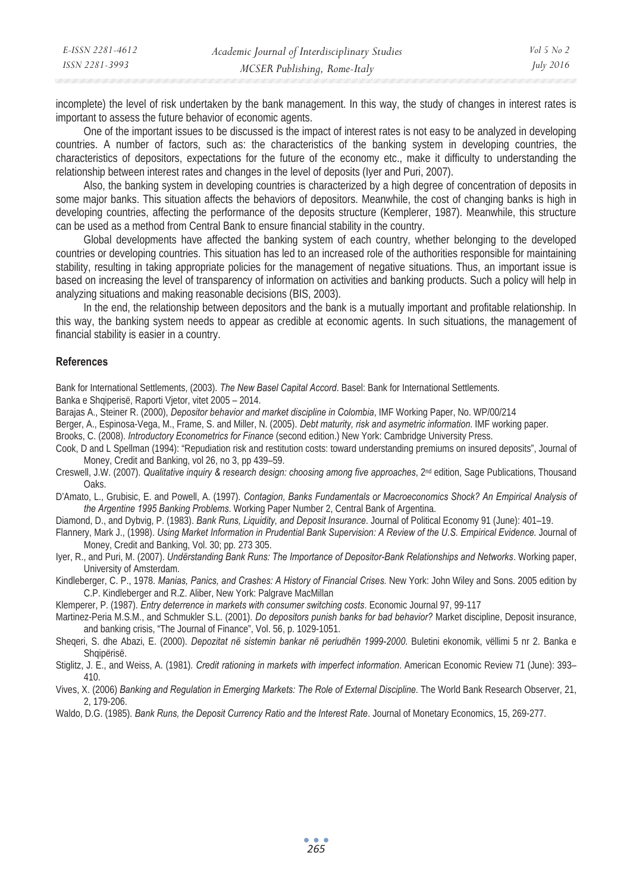incomplete) the level of risk undertaken by the bank management. In this way, the study of changes in interest rates is important to assess the future behavior of economic agents.

One of the important issues to be discussed is the impact of interest rates is not easy to be analyzed in developing countries. A number of factors, such as: the characteristics of the banking system in developing countries, the characteristics of depositors, expectations for the future of the economy etc., make it difficulty to understanding the relationship between interest rates and changes in the level of deposits (Iyer and Puri, 2007).

Also, the banking system in developing countries is characterized by a high degree of concentration of deposits in some major banks. This situation affects the behaviors of depositors. Meanwhile, the cost of changing banks is high in developing countries, affecting the performance of the deposits structure (Kemplerer, 1987). Meanwhile, this structure can be used as a method from Central Bank to ensure financial stability in the country.

Global developments have affected the banking system of each country, whether belonging to the developed countries or developing countries. This situation has led to an increased role of the authorities responsible for maintaining stability, resulting in taking appropriate policies for the management of negative situations. Thus, an important issue is based on increasing the level of transparency of information on activities and banking products. Such a policy will help in analyzing situations and making reasonable decisions (BIS, 2003).

In the end, the relationship between depositors and the bank is a mutually important and profitable relationship. In this way, the banking system needs to appear as credible at economic agents. In such situations, the management of financial stability is easier in a country.

## References

Bank for International Settlements, (2003). *The New Basel Capital Accord*. Basel: Bank for International Settlements.

Banka e Shqiperisë, Raporti Vjetor, vitet 2005 – 2014.

Barajas A., Steiner R. (2000), *Depositor behavior and market discipline in Colombia*, IMF Working Paper, No. WP/00/214

Berger, A., Espinosa-Vega, M., Frame, S. and Miller, N. (2005). *Debt maturity, risk and asymetric information*. IMF working paper.

Brooks, C. (2008). *Introductory Econometrics for Finance* (second edition.) New York: Cambridge University Press.

Cook, D and L Spellman (1994): "Repudiation risk and restitution costs: toward understanding premiums on insured deposits", Journal of Money, Credit and Banking, vol 26, no 3, pp 439–59.

Creswell, J.W. (2007). *Qualitative inquiry & research design: choosing among five approaches*, 2nd edition, Sage Publications, Thousand Oaks.

D'Amato, L., Grubisic, E. and Powell, A. (1997). *Contagion, Banks Fundamentals or Macroeconomics Shock? An Empirical Analysis of the Argentine 1995 Banking Problems*. Working Paper Number 2, Central Bank of Argentina.

Diamond, D., and Dybvig, P. (1983). *Bank Runs, Liquidity, and Deposit Insurance*. Journal of Political Economy 91 (June): 401–19.

Flannery, Mark J., (1998). *Using Market Information in Prudential Bank Supervision: A Review of the U.S. Empirical Evidence.* Journal of Money, Credit and Banking, Vol. 30; pp. 273 305.

Iyer, R., and Puri, M. (2007). *Undërstanding Bank Runs: The Importance of Depositor-Bank Relationships and Networks*. Working paper, University of Amsterdam.

Kindleberger, C. P., 1978. *Manias, Panics, and Crashes: A History of Financial Crises.* New York: John Wiley and Sons. 2005 edition by C.P. Kindleberger and R.Z. Aliber, New York: Palgrave MacMillan

Klemperer, P. (1987). *Entry deterrence in markets with consumer switching costs*. Economic Journal 97, 99-117

Martinez-Peria M.S.M., and Schmukler S.L. (2001). *Do depositors punish banks for bad behavior?* Market discipline, Deposit insurance, and banking crisis, "The Journal of Finance", Vol. 56, p. 1029-1051.

Sheqeri, S. dhe Abazi, E. (2000). *Depozitat në sistemin bankar në periudhën 1999-2000*. Buletini ekonomik, vëllimi 5 nr 2. Banka e Shqipërisë.

Stiglitz, J. E., and Weiss, A. (1981). *Credit rationing in markets with imperfect information*. American Economic Review 71 (June): 393–410.

Vives, X. (2006) *Banking and Regulation in Emerging Markets: The Role of External Discipline.* The World Bank Research Observer, 21, 2, 179-206.

Waldo, D.G. (1985). *Bank Runs, the Deposit Currency Ratio and the Interest Rate*. Journal of Monetary Economics, 15, 269-277.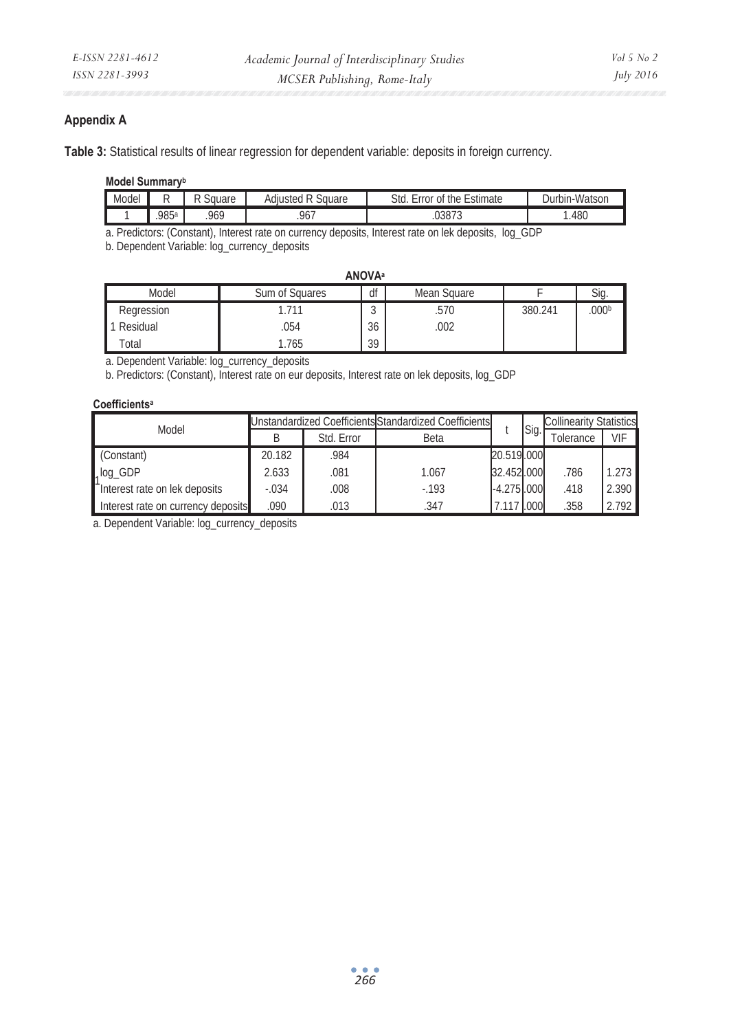## Appendix A

**Table 3:** Statistical results of linear regression for dependent variable: deposits in foreign currency.

**Model Summary**[b]

| Model | R | R Square | Adjusted R Square | Std. Error of the Estimate | Durbin-Watson |
|---|---|---|---|---|---|
| 1 | .985[a] | .969 | .967 | .03873 | 1.480 |

a. Predictors: (Constant), Interest rate on currency deposits, Interest rate on lek deposits, log_GDP
b. Dependent Variable: log_currency_deposits

**ANOVA**[a]

| Model | | Sum of Squares | df | Mean Square | F | Sig. |
|---|---|---|---|---|---|---|
| 1 | Regression | 1.711 | 3 | .570 | 380.241 | .000[b] |
| | Residual | .054 | 36 | .002 | | |
| | Total | 1.765 | 39 | | | |

a. Dependent Variable: log_currency_deposits
b. Predictors: (Constant), Interest rate on eur deposits, Interest rate on lek deposits, log_GDP

**Coefficients**[a]

| Model | | Unstandardized Coefficients | | Standardized Coefficients | t | Sig. | Collinearity Statistics | |
|---|---|---|---|---|---|---|---|---|
| | | B | Std. Error | Beta | | | Tolerance | VIF |
| 1 | (Constant) | 20.182 | .984 | | 20.519 | .000 | | |
| | log_GDP | 2.633 | .081 | 1.067 | 32.452 | .000 | .786 | 1.273 |
| | Interest rate on lek deposits | -.034 | .008 | -.193 | -4.275 | .000 | .418 | 2.390 |
| | Interest rate on currency deposits | .090 | .013 | .347 | 7.117 | .000 | .358 | 2.792 |

a. Dependent Variable: log_currency_deposits